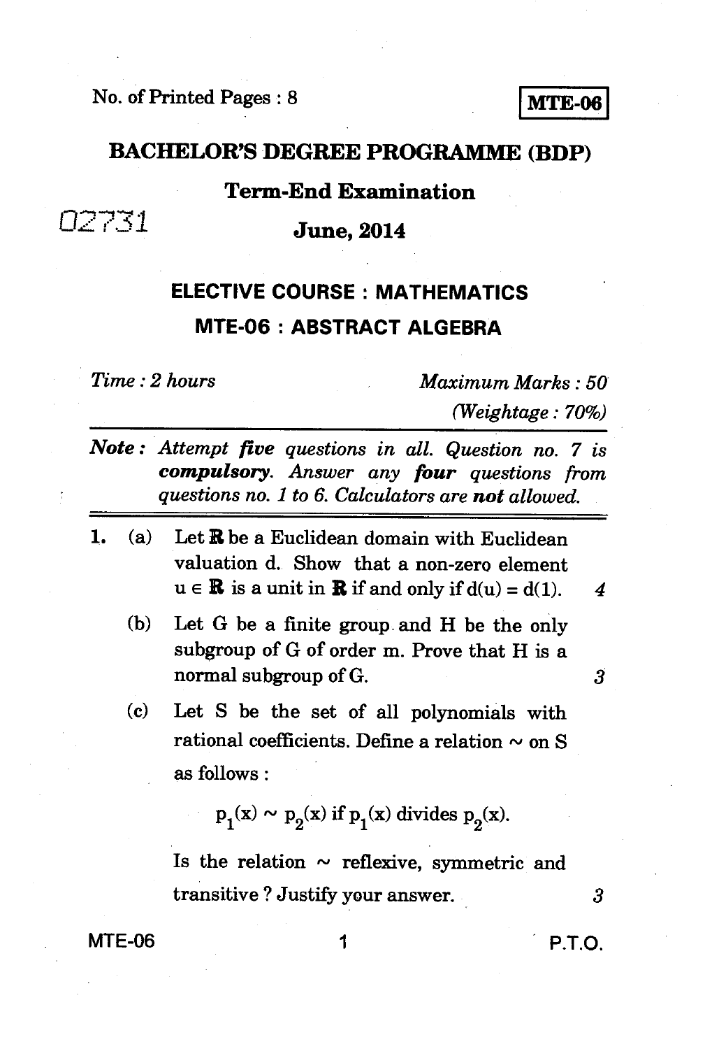No. of Printed Pages : 8

**MTE-06**

# BACHELOR'S DEGREE PROGRAMME (BDP)

## Term-End Examination

02731

## June, 2014

## ELECTIVE COURSE : MATHEMATICS

## MTE-06 : ABSTRACT ALGEBRA

*Time : 2 hours* *Maximum Marks : 50*

*(Weightage : 70%)*

***Note :*** *Attempt* ***five*** *questions in all. Question no. 7 is* ***compulsory****. Answer any* ***four*** *questions from questions no. 1 to 6. Calculators are* ***not*** *allowed.*

1. (a) Let **R** be a Euclidean domain with Euclidean valuation d. Show that a non-zero element $u \in \mathbf{R}$ is a unit in **R** if and only if $d(u) = d(1)$. *4*

   (b) Let G be a finite group and H be the only subgroup of G of order m. Prove that H is a normal subgroup of G. *3*

   (c) Let S be the set of all polynomials with rational coefficients. Define a relation $\sim$ on S as follows :

   $$p_1(x) \sim p_2(x) \text{ if } p_1(x) \text{ divides } p_2(x).$$

   Is the relation $\sim$ reflexive, symmetric and transitive ? Justify your answer. *3*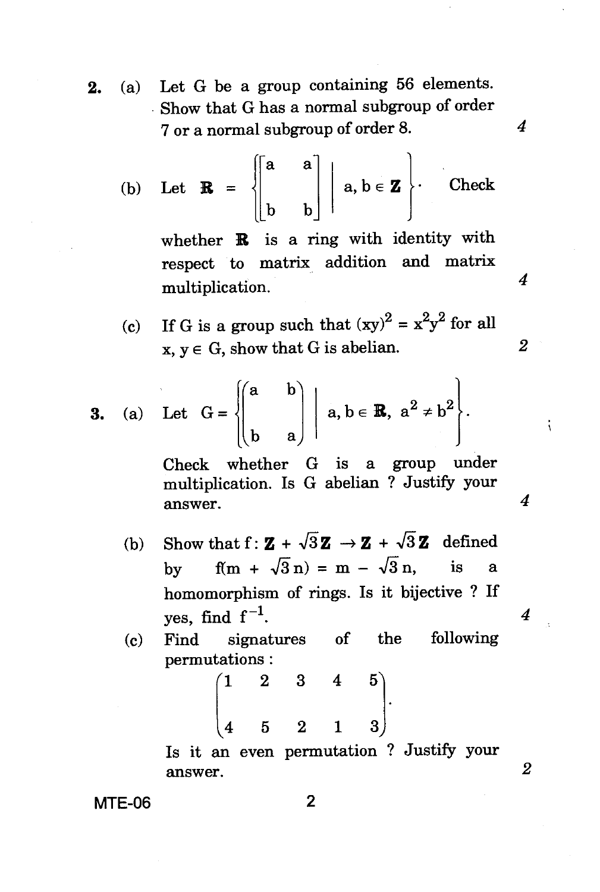2. (a) Let G be a group containing 56 elements. Show that G has a normal subgroup of order 7 or a normal subgroup of order 8. 4

(b) Let $\mathbf{R} = \left\{ \begin{bmatrix} a & a \\ b & b \end{bmatrix} \;\middle|\; a, b \in \mathbf{Z} \right\}$. Check whether $\mathbf{R}$ is a ring with identity with respect to matrix addition and matrix multiplication. 4

(c) If G is a group such that $(xy)^2 = x^2y^2$ for all $x, y \in G$, show that G is abelian. 2

3. (a) Let $G = \left\{ \begin{pmatrix} a & b \\ b & a \end{pmatrix} \;\middle|\; a, b \in \mathbf{R},\ a^2 \neq b^2 \right\}$.

Check whether G is a group under multiplication. Is G abelian ? Justify your answer. 4

(b) Show that $f : \mathbf{Z} + \sqrt{3}\mathbf{Z} \to \mathbf{Z} + \sqrt{3}\mathbf{Z}$ defined by $f(m + \sqrt{3}\,n) = m - \sqrt{3}\,n$, is a homomorphism of rings. Is it bijective ? If yes, find $f^{-1}$. 4

(c) Find signatures of the following permutations :

$$\begin{pmatrix} 1 & 2 & 3 & 4 & 5 \\ 4 & 5 & 2 & 1 & 3 \end{pmatrix}.$$

Is it an even permutation ? Justify your answer. 2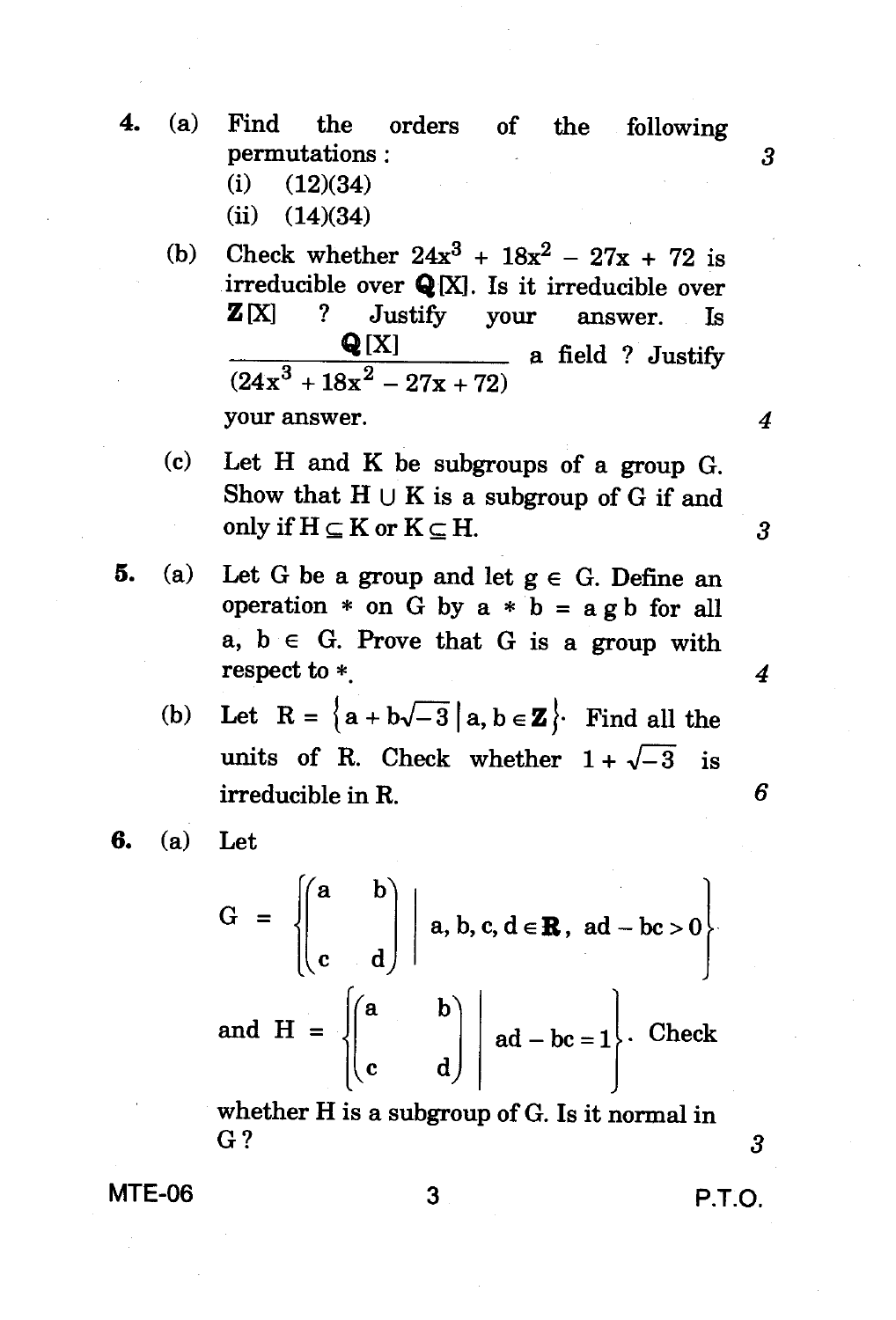4. (a) Find the orders of the following permutations : 3

   (i) (12)(34)

   (ii) (14)(34)

   (b) Check whether $24x^3 + 18x^2 - 27x + 72$ is irreducible over $\mathbf{Q}[X]$. Is it irreducible over $\mathbf{Z}[X]$ ? Justify your answer. Is $\dfrac{\mathbf{Q}[X]}{(24x^3 + 18x^2 - 27x + 72)}$ a field ? Justify your answer. 4

   (c) Let H and K be subgroups of a group G. Show that $H \cup K$ is a subgroup of G if and only if $H \subseteq K$ or $K \subseteq H$. 3

5. (a) Let G be a group and let $g \in G$. Define an operation $*$ on G by $a * b = a\,g\,b$ for all $a, b \in G$. Prove that G is a group with respect to $*$. 4

   (b) Let $R = \left\{a + b\sqrt{-3} \mid a, b \in \mathbf{Z}\right\}$. Find all the units of R. Check whether $1 + \sqrt{-3}$ is irreducible in R. 6

6. (a) Let

$$G = \left\{ \begin{pmatrix} a & b \\ c & d \end{pmatrix} \;\middle|\; a, b, c, d \in \mathbf{R},\ ad - bc > 0 \right\}$$

and $H = \left\{ \begin{pmatrix} a & b \\ c & d \end{pmatrix} \;\middle|\; ad - bc = 1 \right\}$. Check whether H is a subgroup of G. Is it normal in G ? 3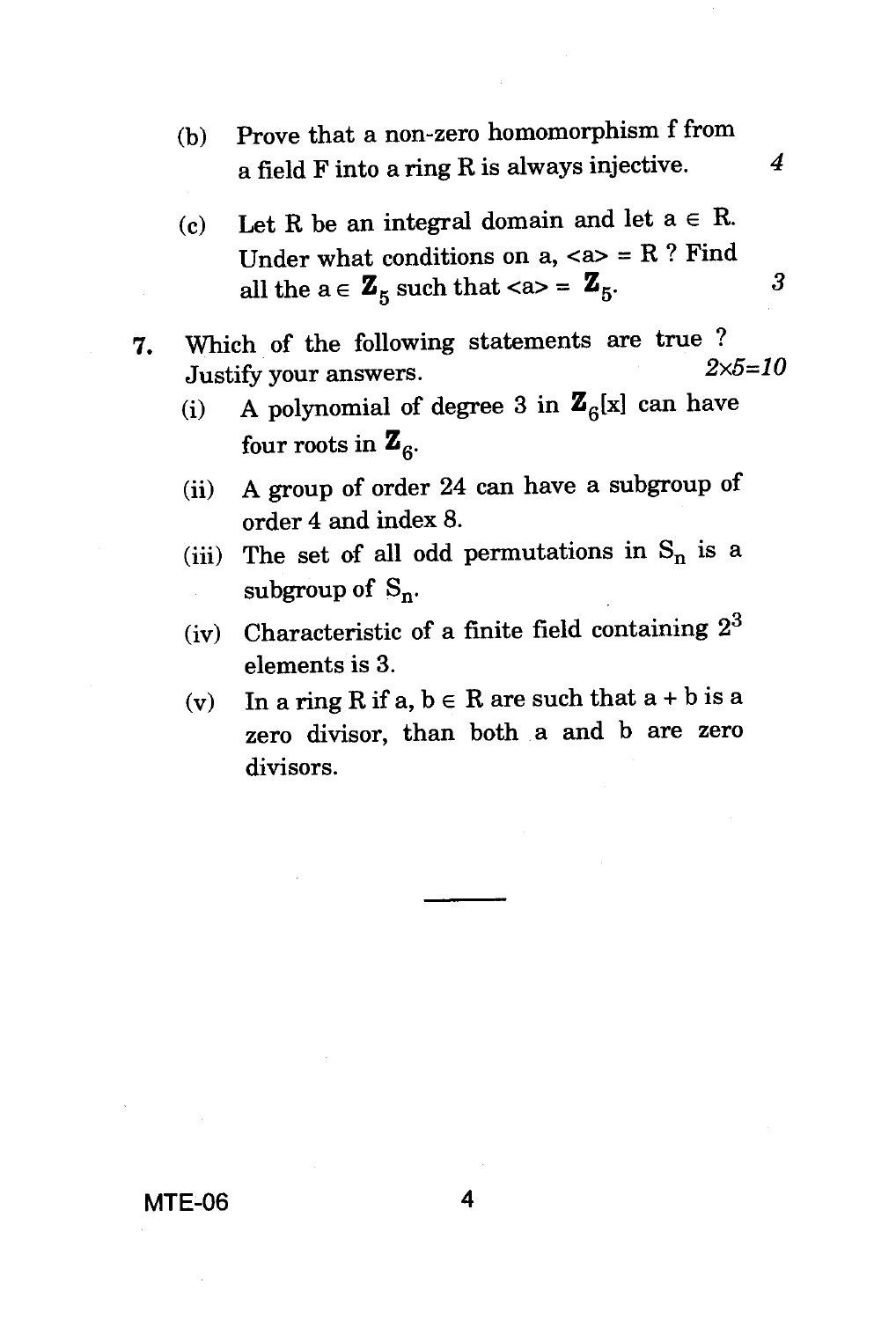(b) Prove that a non-zero homomorphism f from a field F into a ring R is always injective. *4*

(c) Let R be an integral domain and let $a \in R$. Under what conditions on a, $\langle a \rangle = R$ ? Find all the $a \in \mathbf{Z}_5$ such that $\langle a \rangle = \mathbf{Z}_5$. *3*

7. Which of the following statements are true ? Justify your answers. *2×5=10*

   (i) A polynomial of degree 3 in $\mathbf{Z}_6[x]$ can have four roots in $\mathbf{Z}_6$.

   (ii) A group of order 24 can have a subgroup of order 4 and index 8.

   (iii) The set of all odd permutations in $S_n$ is a subgroup of $S_n$.

   (iv) Characteristic of a finite field containing $2^3$ elements is 3.

   (v) In a ring R if $a, b \in R$ are such that $a + b$ is a zero divisor, than both a and b are zero divisors.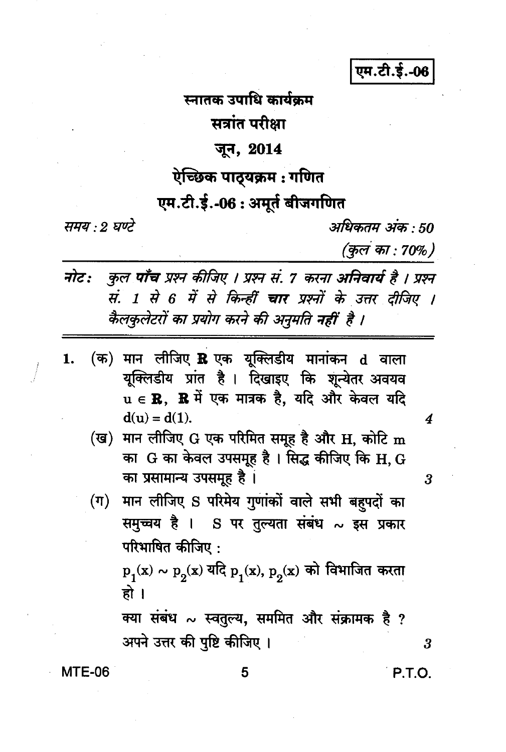एम.टी.ई.-06

# स्नातक उपाधि कार्यक्रम

## सत्रांत परीक्षा

## जून, 2014

## ऐच्छिक पाठ्यक्रम : गणित

## एम.टी.ई.-06 : अमूर्त बीजगणित

*समय : 2 घण्टे* *अधिकतम अंक : 50*

*(कुल का : 70%)*

---

*नोट: कुल **पाँच** प्रश्न कीजिए । प्रश्न सं. 7 करना **अनिवार्य** है । प्रश्न सं. 1 से 6 में से किन्हीं **चार** प्रश्नों के उत्तर दीजिए । कैलकुलेटरों का प्रयोग करने की अनुमति **नहीं** है ।*

---

1. (क) मान लीजिए $\mathbf{R}$ एक यूक्लिडीय मानांकन d वाला यूक्लिडीय प्रांत है । दिखाइए कि शून्येतर अवयव $u \in \mathbf{R}$, $\mathbf{R}$ में एक मात्रक है, यदि और केवल यदि $d(u) = d(1)$. **4**

   (ख) मान लीजिए G एक परिमित समूह है और H, कोटि m का G का केवल उपसमूह है । सिद्ध कीजिए कि H, G का प्रसामान्य उपसमूह है । **3**

   (ग) मान लीजिए S परिमेय गुणांकों वाले सभी बहुपदों का समुच्चय है । S पर तुल्यता संबंध ~ इस प्रकार परिभाषित कीजिए :

   $p_1(x) \sim p_2(x)$ यदि $p_1(x)$, $p_2(x)$ को विभाजित करता हो ।

   क्या संबंध ~ स्वतुल्य, सममित और संक्रामक है ? अपने उत्तर की पुष्टि कीजिए । **3**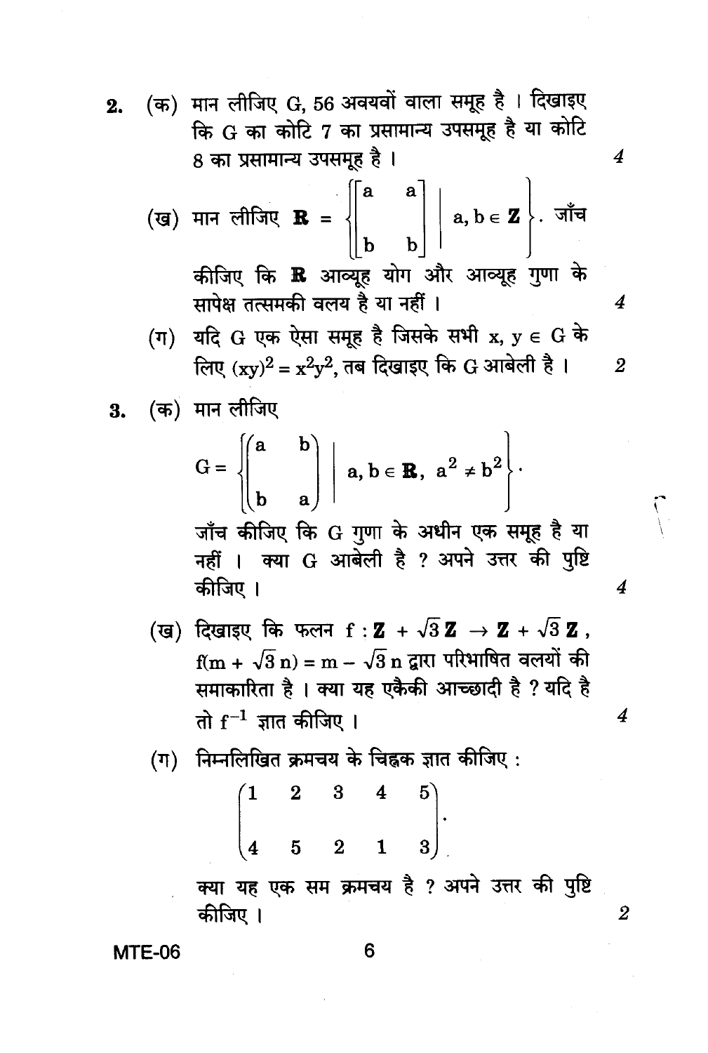2. (क) मान लीजिए G, 56 अवयवों वाला समूह है । दिखाइए कि G का कोटि 7 का प्रसामान्य उपसमूह है या कोटि 8 का प्रसामान्य उपसमूह है । *4*

(ख) मान लीजिए $\mathbf{R} = \left\{ \begin{bmatrix} a & a \\ b & b \end{bmatrix} \middle| \; a, b \in \mathbf{Z} \right\}$. जाँच कीजिए कि $\mathbf{R}$ आव्यूह योग और आव्यूह गुणा के सापेक्ष तत्समकी वलय है या नहीं । *4*

(ग) यदि G एक ऐसा समूह है जिसके सभी $x, y \in G$ के लिए $(xy)^2 = x^2y^2$, तब दिखाइए कि G आबेली है । *2*

3. (क) मान लीजिए

$$G = \left\{ \begin{pmatrix} a & b \\ b & a \end{pmatrix} \middle| \; a, b \in \mathbf{R}, \; a^2 \neq b^2 \right\}.$$

जाँच कीजिए कि G गुणा के अधीन एक समूह है या नहीं । क्या G आबेली है ? अपने उत्तर की पुष्टि कीजिए । *4*

(ख) दिखाइए कि फलन $f : \mathbf{Z} + \sqrt{3}\,\mathbf{Z} \to \mathbf{Z} + \sqrt{3}\,\mathbf{Z}$, $f(m + \sqrt{3}\,n) = m - \sqrt{3}\,n$ द्वारा परिभाषित वलयों की समाकारिता है । क्या यह एकैकी आच्छादी है ? यदि है तो $f^{-1}$ ज्ञात कीजिए । *4*

(ग) निम्नलिखित क्रमचय के चिह्नक ज्ञात कीजिए :

$$\begin{pmatrix} 1 & 2 & 3 & 4 & 5 \\ 4 & 5 & 2 & 1 & 3 \end{pmatrix}.$$

क्या यह एक सम क्रमचय है ? अपने उत्तर की पुष्टि कीजिए । *2*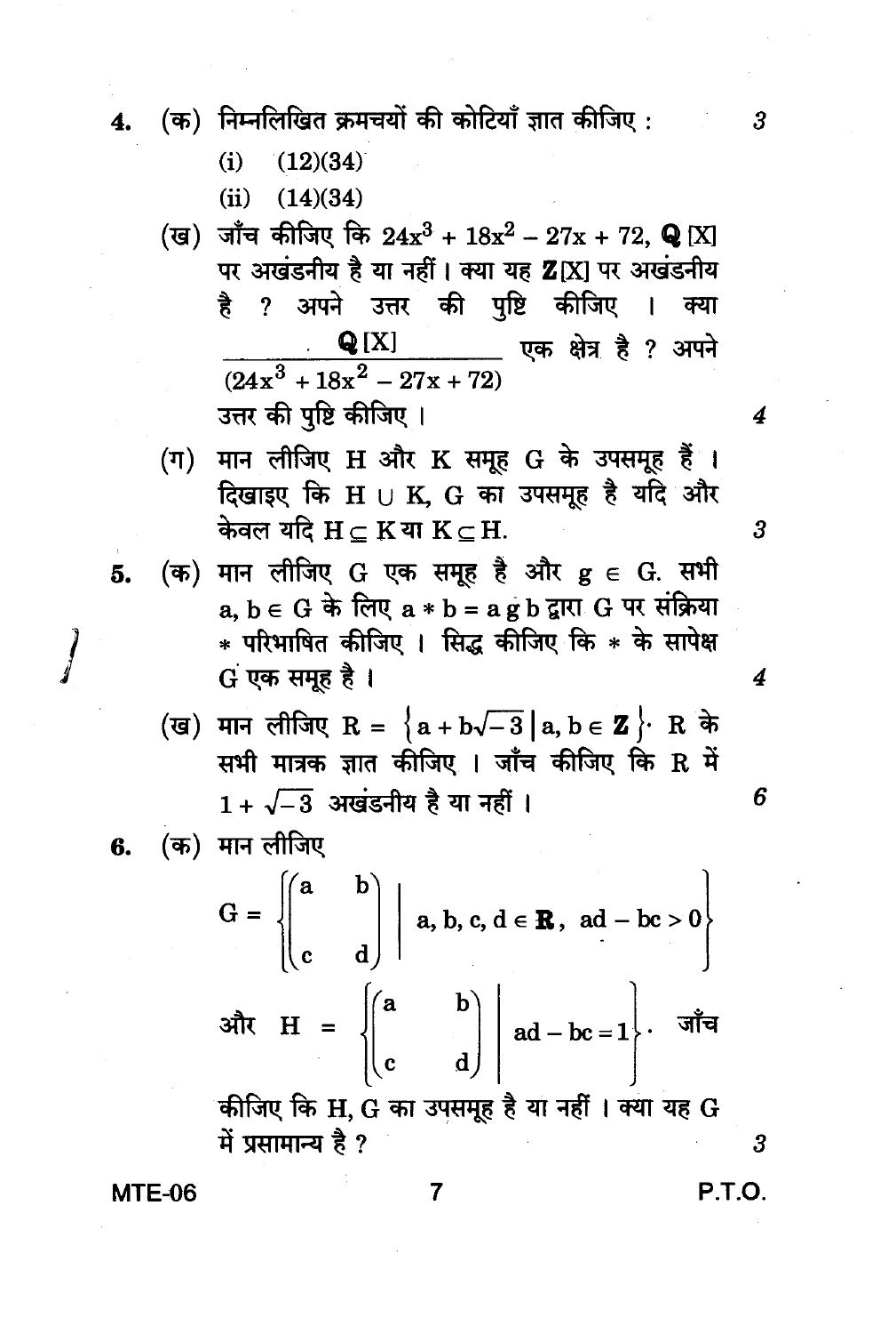4. (क) निम्नलिखित क्रमचयों की कोटियाँ ज्ञात कीजिए : 3

   (i) $(12)(34)$

   (ii) $(14)(34)$

   (ख) जाँच कीजिए कि $24x^3 + 18x^2 - 27x + 72$, $\mathbf{Q}[X]$ पर अखंडनीय है या नहीं। क्या यह $\mathbf{Z}[X]$ पर अखंडनीय है ? अपने उत्तर की पुष्टि कीजिए । क्या $\dfrac{\mathbf{Q}[X]}{(24x^3 + 18x^2 - 27x + 72)}$ एक क्षेत्र है ? अपने उत्तर की पुष्टि कीजिए । 4

   (ग) मान लीजिए H और K समूह G के उपसमूह हैं । दिखाइए कि $H \cup K$, G का उपसमूह है यदि और केवल यदि $H \subseteq K$ या $K \subseteq H$. 3

5. (क) मान लीजिए G एक समूह है और $g \in G$. सभी $a, b \in G$ के लिए $a * b = a\,g\,b$ द्वारा G पर संक्रिया $*$ परिभाषित कीजिए । सिद्ध कीजिए कि $*$ के सापेक्ष G एक समूह है । 4

   (ख) मान लीजिए $R = \left\{a + b\sqrt{-3} \,\middle|\, a, b \in \mathbf{Z}\right\}$. R के सभी मात्रक ज्ञात कीजिए । जाँच कीजिए कि R में $1 + \sqrt{-3}$ अखंडनीय है या नहीं । 6

6. (क) मान लीजिए

$$G = \left\{ \begin{pmatrix} a & b \\ c & d \end{pmatrix} \middle|\ a, b, c, d \in \mathbf{R},\ ad - bc > 0 \right\}$$

और $H = \left\{ \begin{pmatrix} a & b \\ c & d \end{pmatrix} \middle|\ ad - bc = 1 \right\}$. जाँच कीजिए कि H, G का उपसमूह है या नहीं । क्या यह G में प्रसामान्य है ? 3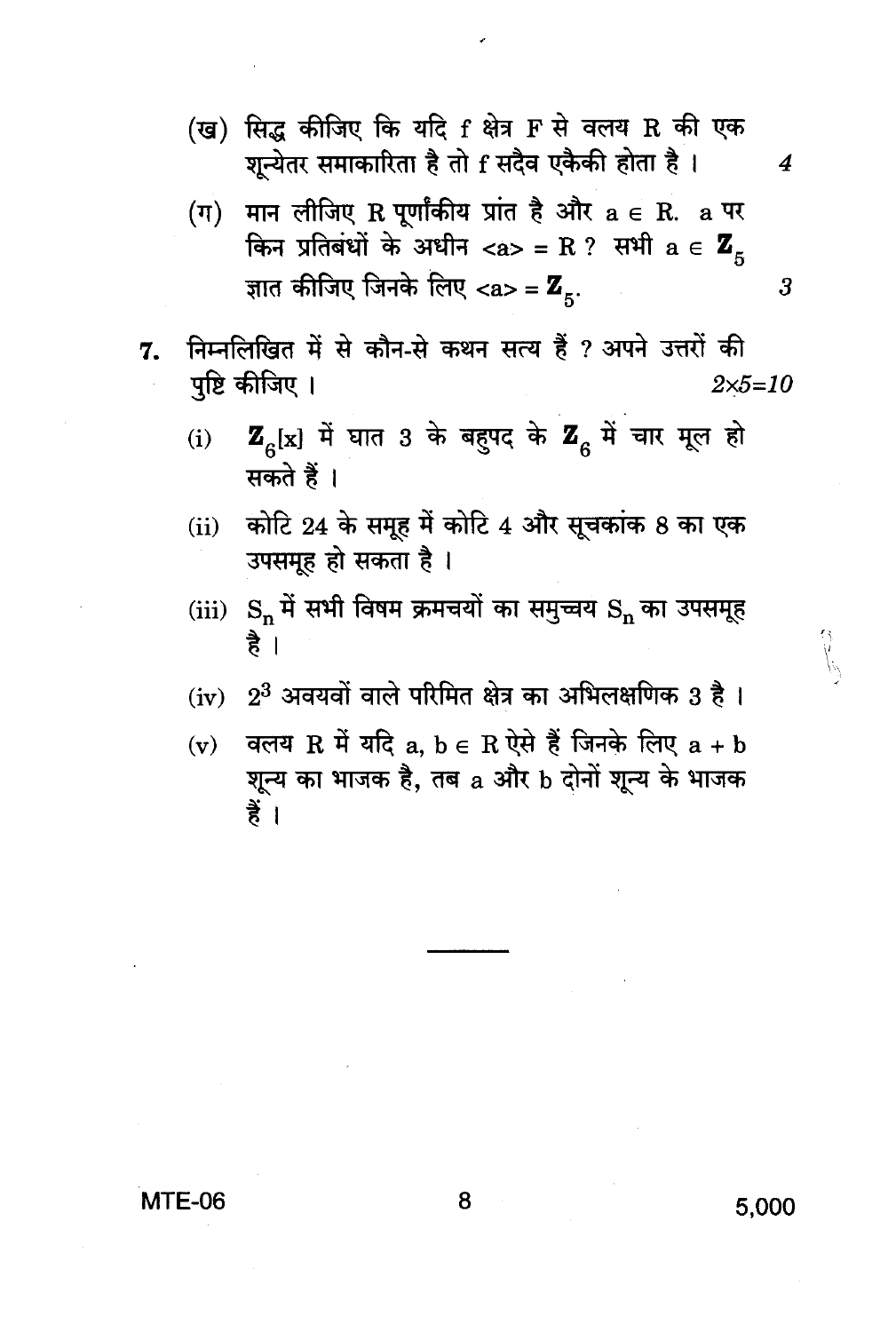(ख) सिद्ध कीजिए कि यदि f क्षेत्र F से वलय R की एक शून्येतर समाकारिता है तो f सदैव एकैकी होता है । 4

(ग) मान लीजिए R पूर्णांकीय प्रांत है और $a \in R$. a पर किन प्रतिबंधों के अधीन $<a> = R$ ? सभी $a \in \mathbf{Z}_5$ ज्ञात कीजिए जिनके लिए $<a> = \mathbf{Z}_5$. 3

7. निम्नलिखित में से कौन-से कथन सत्य हैं ? अपने उत्तरों की पुष्टि कीजिए । $2 \times 5 = 10$

   (i) $\mathbf{Z}_6[x]$ में घात 3 के बहुपद के $\mathbf{Z}_6$ में चार मूल हो सकते हैं ।

   (ii) कोटि 24 के समूह में कोटि 4 और सूचकांक 8 का एक उपसमूह हो सकता है ।

   (iii) $S_n$ में सभी विषम क्रमचयों का समुच्चय $S_n$ का उपसमूह है ।

   (iv) $2^3$ अवयवों वाले परिमित क्षेत्र का अभिलक्षणिक 3 है ।

   (v) वलय R में यदि $a, b \in R$ ऐसे हैं जिनके लिए $a + b$ शून्य का भाजक है, तब a और b दोनों शून्य के भाजक हैं ।

---

MTE-06

5,000